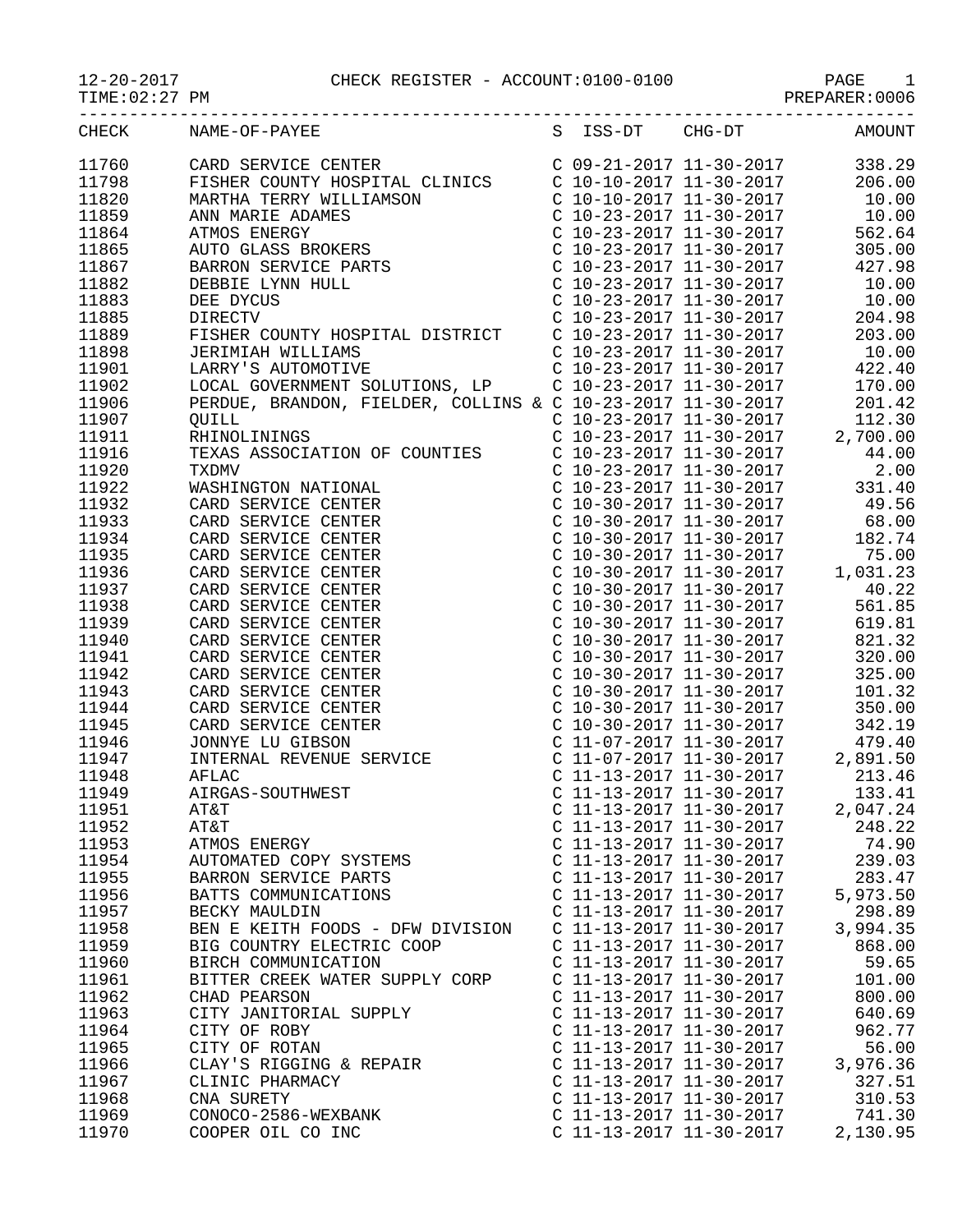# CHECK REGISTER - ACCOUNT:0100-0100

12-20-2017
TIME:02:27 PM
PREPARER:0006

| CHECK | NAME-OF-PAYEE | S | ISS-DT | CHG-DT | AMOUNT |
|---|---|---|---|---|---|
| 11760 | CARD SERVICE CENTER | C | 09-21-2017 | 11-30-2017 | 338.29 |
| 11798 | FISHER COUNTY HOSPITAL CLINICS | C | 10-10-2017 | 11-30-2017 | 206.00 |
| 11820 | MARTHA TERRY WILLIAMSON | C | 10-10-2017 | 11-30-2017 | 10.00 |
| 11859 | ANN MARIE ADAMES | C | 10-23-2017 | 11-30-2017 | 10.00 |
| 11864 | ATMOS ENERGY | C | 10-23-2017 | 11-30-2017 | 562.64 |
| 11865 | AUTO GLASS BROKERS | C | 10-23-2017 | 11-30-2017 | 305.00 |
| 11867 | BARRON SERVICE PARTS | C | 10-23-2017 | 11-30-2017 | 427.98 |
| 11882 | DEBBIE LYNN HULL | C | 10-23-2017 | 11-30-2017 | 10.00 |
| 11883 | DEE DYCUS | C | 10-23-2017 | 11-30-2017 | 10.00 |
| 11885 | DIRECTV | C | 10-23-2017 | 11-30-2017 | 204.98 |
| 11889 | FISHER COUNTY HOSPITAL DISTRICT | C | 10-23-2017 | 11-30-2017 | 203.00 |
| 11898 | JERIMIAH WILLIAMS | C | 10-23-2017 | 11-30-2017 | 10.00 |
| 11901 | LARRY'S AUTOMOTIVE | C | 10-23-2017 | 11-30-2017 | 422.40 |
| 11902 | LOCAL GOVERNMENT SOLUTIONS, LP | C | 10-23-2017 | 11-30-2017 | 170.00 |
| 11906 | PERDUE, BRANDON, FIELDER, COLLINS & | C | 10-23-2017 | 11-30-2017 | 201.42 |
| 11907 | QUILL | C | 10-23-2017 | 11-30-2017 | 112.30 |
| 11911 | RHINOLININGS | C | 10-23-2017 | 11-30-2017 | 2,700.00 |
| 11916 | TEXAS ASSOCIATION OF COUNTIES | C | 10-23-2017 | 11-30-2017 | 44.00 |
| 11920 | TXDMV | C | 10-23-2017 | 11-30-2017 | 2.00 |
| 11922 | WASHINGTON NATIONAL | C | 10-23-2017 | 11-30-2017 | 331.40 |
| 11932 | CARD SERVICE CENTER | C | 10-30-2017 | 11-30-2017 | 49.56 |
| 11933 | CARD SERVICE CENTER | C | 10-30-2017 | 11-30-2017 | 68.00 |
| 11934 | CARD SERVICE CENTER | C | 10-30-2017 | 11-30-2017 | 182.74 |
| 11935 | CARD SERVICE CENTER | C | 10-30-2017 | 11-30-2017 | 75.00 |
| 11936 | CARD SERVICE CENTER | C | 10-30-2017 | 11-30-2017 | 1,031.23 |
| 11937 | CARD SERVICE CENTER | C | 10-30-2017 | 11-30-2017 | 40.22 |
| 11938 | CARD SERVICE CENTER | C | 10-30-2017 | 11-30-2017 | 561.85 |
| 11939 | CARD SERVICE CENTER | C | 10-30-2017 | 11-30-2017 | 619.81 |
| 11940 | CARD SERVICE CENTER | C | 10-30-2017 | 11-30-2017 | 821.32 |
| 11941 | CARD SERVICE CENTER | C | 10-30-2017 | 11-30-2017 | 320.00 |
| 11942 | CARD SERVICE CENTER | C | 10-30-2017 | 11-30-2017 | 325.00 |
| 11943 | CARD SERVICE CENTER | C | 10-30-2017 | 11-30-2017 | 101.32 |
| 11944 | CARD SERVICE CENTER | C | 10-30-2017 | 11-30-2017 | 350.00 |
| 11945 | CARD SERVICE CENTER | C | 10-30-2017 | 11-30-2017 | 342.19 |
| 11946 | JONNYE LU GIBSON | C | 11-07-2017 | 11-30-2017 | 479.40 |
| 11947 | INTERNAL REVENUE SERVICE | C | 11-07-2017 | 11-30-2017 | 2,891.50 |
| 11948 | AFLAC | C | 11-13-2017 | 11-30-2017 | 213.46 |
| 11949 | AIRGAS-SOUTHWEST | C | 11-13-2017 | 11-30-2017 | 133.41 |
| 11951 | AT&T | C | 11-13-2017 | 11-30-2017 | 2,047.24 |
| 11952 | AT&T | C | 11-13-2017 | 11-30-2017 | 248.22 |
| 11953 | ATMOS ENERGY | C | 11-13-2017 | 11-30-2017 | 74.90 |
| 11954 | AUTOMATED COPY SYSTEMS | C | 11-13-2017 | 11-30-2017 | 239.03 |
| 11955 | BARRON SERVICE PARTS | C | 11-13-2017 | 11-30-2017 | 283.47 |
| 11956 | BATTS COMMUNICATIONS | C | 11-13-2017 | 11-30-2017 | 5,973.50 |
| 11957 | BECKY MAULDIN | C | 11-13-2017 | 11-30-2017 | 298.89 |
| 11958 | BEN E KEITH FOODS - DFW DIVISION | C | 11-13-2017 | 11-30-2017 | 3,994.35 |
| 11959 | BIG COUNTRY ELECTRIC COOP | C | 11-13-2017 | 11-30-2017 | 868.00 |
| 11960 | BIRCH COMMUNICATION | C | 11-13-2017 | 11-30-2017 | 59.65 |
| 11961 | BITTER CREEK WATER SUPPLY CORP | C | 11-13-2017 | 11-30-2017 | 101.00 |
| 11962 | CHAD PEARSON | C | 11-13-2017 | 11-30-2017 | 800.00 |
| 11963 | CITY JANITORIAL SUPPLY | C | 11-13-2017 | 11-30-2017 | 640.69 |
| 11964 | CITY OF ROBY | C | 11-13-2017 | 11-30-2017 | 962.77 |
| 11965 | CITY OF ROTAN | C | 11-13-2017 | 11-30-2017 | 56.00 |
| 11966 | CLAY'S RIGGING & REPAIR | C | 11-13-2017 | 11-30-2017 | 3,976.36 |
| 11967 | CLINIC PHARMACY | C | 11-13-2017 | 11-30-2017 | 327.51 |
| 11968 | CNA SURETY | C | 11-13-2017 | 11-30-2017 | 310.53 |
| 11969 | CONOCO-2586-WEXBANK | C | 11-13-2017 | 11-30-2017 | 741.30 |
| 11970 | COOPER OIL CO INC | C | 11-13-2017 | 11-30-2017 | 2,130.95 |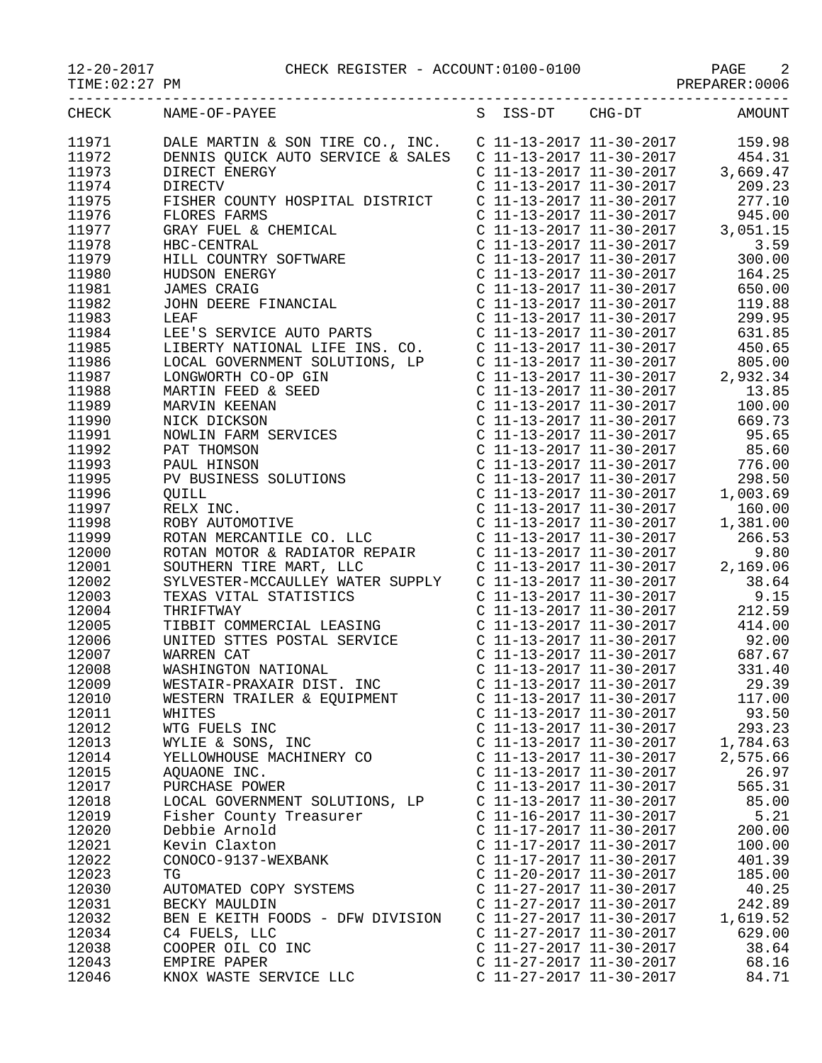CHECK REGISTER - ACCOUNT:0100-0100

| CHECK | NAME-OF-PAYEE | S | ISS-DT | CHG-DT | AMOUNT |
|---|---|---|---|---|---|
| 11971 | DALE MARTIN & SON TIRE CO., INC. | C | 11-13-2017 | 11-30-2017 | 159.98 |
| 11972 | DENNIS QUICK AUTO SERVICE & SALES | C | 11-13-2017 | 11-30-2017 | 454.31 |
| 11973 | DIRECT ENERGY | C | 11-13-2017 | 11-30-2017 | 3,669.47 |
| 11974 | DIRECTV | C | 11-13-2017 | 11-30-2017 | 209.23 |
| 11975 | FISHER COUNTY HOSPITAL DISTRICT | C | 11-13-2017 | 11-30-2017 | 277.10 |
| 11976 | FLORES FARMS | C | 11-13-2017 | 11-30-2017 | 945.00 |
| 11977 | GRAY FUEL & CHEMICAL | C | 11-13-2017 | 11-30-2017 | 3,051.15 |
| 11978 | HBC-CENTRAL | C | 11-13-2017 | 11-30-2017 | 3.59 |
| 11979 | HILL COUNTRY SOFTWARE | C | 11-13-2017 | 11-30-2017 | 300.00 |
| 11980 | HUDSON ENERGY | C | 11-13-2017 | 11-30-2017 | 164.25 |
| 11981 | JAMES CRAIG | C | 11-13-2017 | 11-30-2017 | 650.00 |
| 11982 | JOHN DEERE FINANCIAL | C | 11-13-2017 | 11-30-2017 | 119.88 |
| 11983 | LEAF | C | 11-13-2017 | 11-30-2017 | 299.95 |
| 11984 | LEE'S SERVICE AUTO PARTS | C | 11-13-2017 | 11-30-2017 | 631.85 |
| 11985 | LIBERTY NATIONAL LIFE INS. CO. | C | 11-13-2017 | 11-30-2017 | 450.65 |
| 11986 | LOCAL GOVERNMENT SOLUTIONS, LP | C | 11-13-2017 | 11-30-2017 | 805.00 |
| 11987 | LONGWORTH CO-OP GIN | C | 11-13-2017 | 11-30-2017 | 2,932.34 |
| 11988 | MARTIN FEED & SEED | C | 11-13-2017 | 11-30-2017 | 13.85 |
| 11989 | MARVIN KEENAN | C | 11-13-2017 | 11-30-2017 | 100.00 |
| 11990 | NICK DICKSON | C | 11-13-2017 | 11-30-2017 | 669.73 |
| 11991 | NOWLIN FARM SERVICES | C | 11-13-2017 | 11-30-2017 | 95.65 |
| 11992 | PAT THOMSON | C | 11-13-2017 | 11-30-2017 | 85.60 |
| 11993 | PAUL HINSON | C | 11-13-2017 | 11-30-2017 | 776.00 |
| 11995 | PV BUSINESS SOLUTIONS | C | 11-13-2017 | 11-30-2017 | 298.50 |
| 11996 | QUILL | C | 11-13-2017 | 11-30-2017 | 1,003.69 |
| 11997 | RELX INC. | C | 11-13-2017 | 11-30-2017 | 160.00 |
| 11998 | ROBY AUTOMOTIVE | C | 11-13-2017 | 11-30-2017 | 1,381.00 |
| 11999 | ROTAN MERCANTILE CO. LLC | C | 11-13-2017 | 11-30-2017 | 266.53 |
| 12000 | ROTAN MOTOR & RADIATOR REPAIR | C | 11-13-2017 | 11-30-2017 | 9.80 |
| 12001 | SOUTHERN TIRE MART, LLC | C | 11-13-2017 | 11-30-2017 | 2,169.06 |
| 12002 | SYLVESTER-MCCAULLEY WATER SUPPLY | C | 11-13-2017 | 11-30-2017 | 38.64 |
| 12003 | TEXAS VITAL STATISTICS | C | 11-13-2017 | 11-30-2017 | 9.15 |
| 12004 | THRIFTWAY | C | 11-13-2017 | 11-30-2017 | 212.59 |
| 12005 | TIBBIT COMMERCIAL LEASING | C | 11-13-2017 | 11-30-2017 | 414.00 |
| 12006 | UNITED STTES POSTAL SERVICE | C | 11-13-2017 | 11-30-2017 | 92.00 |
| 12007 | WARREN CAT | C | 11-13-2017 | 11-30-2017 | 687.67 |
| 12008 | WASHINGTON NATIONAL | C | 11-13-2017 | 11-30-2017 | 331.40 |
| 12009 | WESTAIR-PRAXAIR DIST. INC | C | 11-13-2017 | 11-30-2017 | 29.39 |
| 12010 | WESTERN TRAILER & EQUIPMENT | C | 11-13-2017 | 11-30-2017 | 117.00 |
| 12011 | WHITES | C | 11-13-2017 | 11-30-2017 | 93.50 |
| 12012 | WTG FUELS INC | C | 11-13-2017 | 11-30-2017 | 293.23 |
| 12013 | WYLIE & SONS, INC | C | 11-13-2017 | 11-30-2017 | 1,784.63 |
| 12014 | YELLOWHOUSE MACHINERY CO | C | 11-13-2017 | 11-30-2017 | 2,575.66 |
| 12015 | AQUAONE INC. | C | 11-13-2017 | 11-30-2017 | 26.97 |
| 12017 | PURCHASE POWER | C | 11-13-2017 | 11-30-2017 | 565.31 |
| 12018 | LOCAL GOVERNMENT SOLUTIONS, LP | C | 11-13-2017 | 11-30-2017 | 85.00 |
| 12019 | Fisher County Treasurer | C | 11-16-2017 | 11-30-2017 | 5.21 |
| 12020 | Debbie Arnold | C | 11-17-2017 | 11-30-2017 | 200.00 |
| 12021 | Kevin Claxton | C | 11-17-2017 | 11-30-2017 | 100.00 |
| 12022 | CONOCO-9137-WEXBANK | C | 11-17-2017 | 11-30-2017 | 401.39 |
| 12023 | TG | C | 11-20-2017 | 11-30-2017 | 185.00 |
| 12030 | AUTOMATED COPY SYSTEMS | C | 11-27-2017 | 11-30-2017 | 40.25 |
| 12031 | BECKY MAULDIN | C | 11-27-2017 | 11-30-2017 | 242.89 |
| 12032 | BEN E KEITH FOODS - DFW DIVISION | C | 11-27-2017 | 11-30-2017 | 1,619.52 |
| 12034 | C4 FUELS, LLC | C | 11-27-2017 | 11-30-2017 | 629.00 |
| 12038 | COOPER OIL CO INC | C | 11-27-2017 | 11-30-2017 | 38.64 |
| 12043 | EMPIRE PAPER | C | 11-27-2017 | 11-30-2017 | 68.16 |
| 12046 | KNOX WASTE SERVICE LLC | C | 11-27-2017 | 11-30-2017 | 84.71 |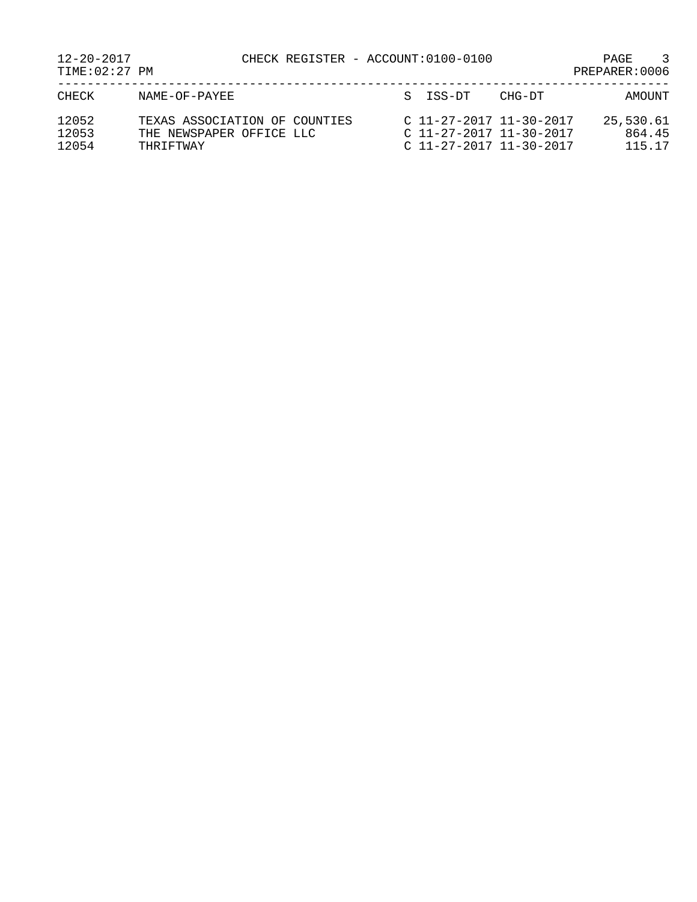CHECK REGISTER - ACCOUNT:0100-0100

PREPARER:0006

| CHECK | NAME-OF-PAYEE | S | ISS-DT | CHG-DT | AMOUNT |
|---|---|---|---|---|---|
| 12052 | TEXAS ASSOCIATION OF COUNTIES | C | 11-27-2017 | 11-30-2017 | 25,530.61 |
| 12053 | THE NEWSPAPER OFFICE LLC | C | 11-27-2017 | 11-30-2017 | 864.45 |
| 12054 | THRIFTWAY | C | 11-27-2017 | 11-30-2017 | 115.17 |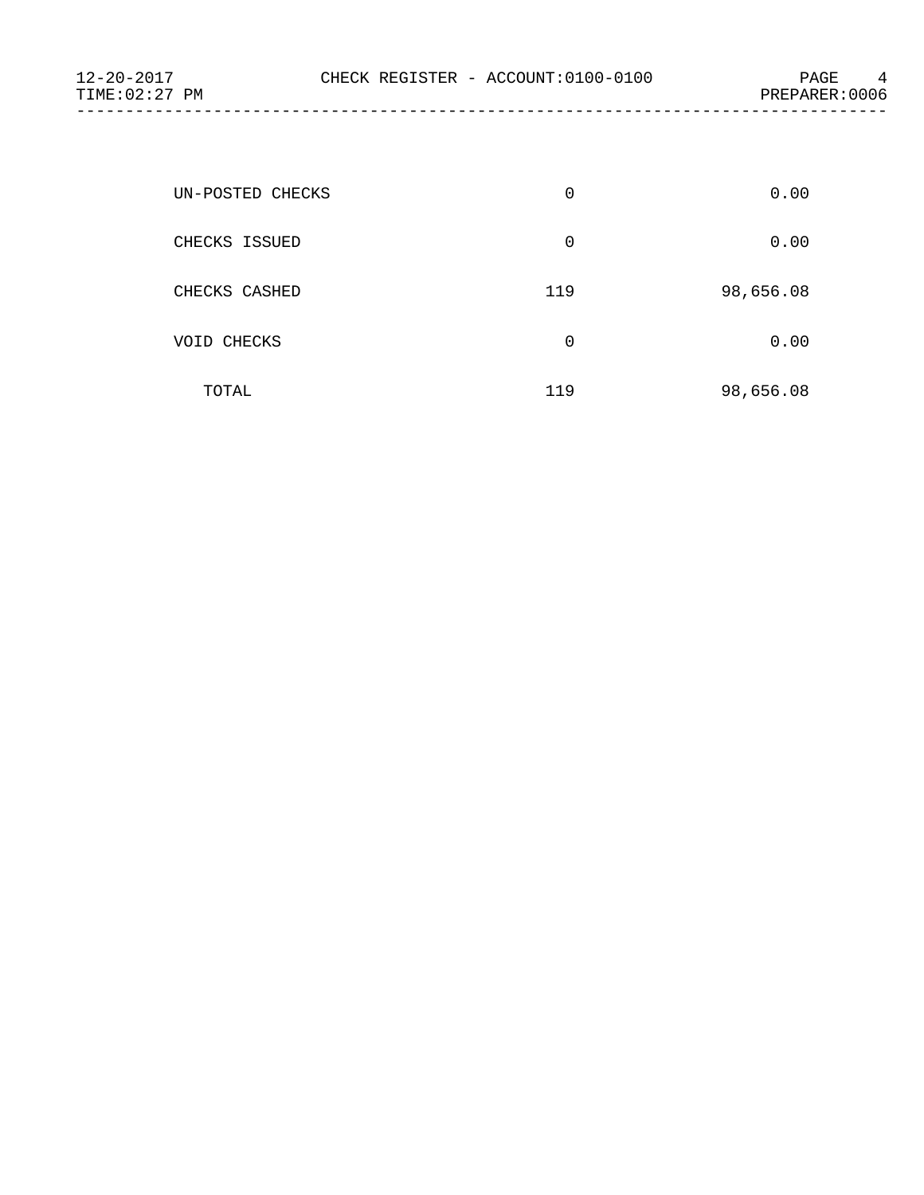| | | |
|---|---|---|
| UN-POSTED CHECKS | 0 | 0.00 |
| CHECKS ISSUED | 0 | 0.00 |
| CHECKS CASHED | 119 | 98,656.08 |
| VOID CHECKS | 0 | 0.00 |
| TOTAL | 119 | 98,656.08 |